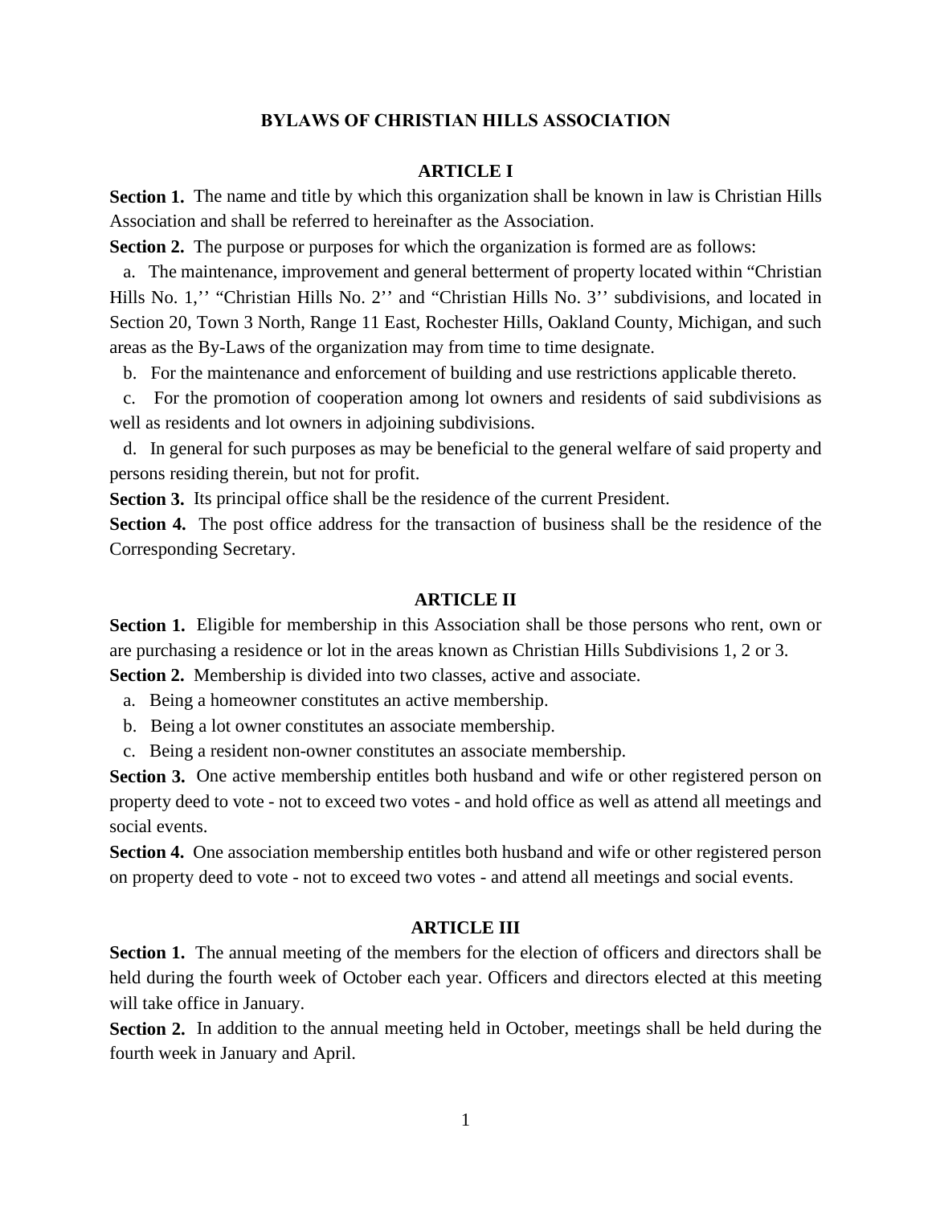# BYLAWS OF CHRISTIAN HILLS ASSOCIATION

## ARTICLE I

**Section 1.** The name and title by which this organization shall be known in law is Christian Hills Association and shall be referred to hereinafter as the Association.

**Section 2.** The purpose or purposes for which the organization is formed are as follows:

a. The maintenance, improvement and general betterment of property located within "Christian Hills No. 1,'' "Christian Hills No. 2'' and "Christian Hills No. 3'' subdivisions, and located in Section 20, Town 3 North, Range 11 East, Rochester Hills, Oakland County, Michigan, and such areas as the By-Laws of the organization may from time to time designate.

b. For the maintenance and enforcement of building and use restrictions applicable thereto.

c. For the promotion of cooperation among lot owners and residents of said subdivisions as well as residents and lot owners in adjoining subdivisions.

d. In general for such purposes as may be beneficial to the general welfare of said property and persons residing therein, but not for profit.

**Section 3.** Its principal office shall be the residence of the current President.

**Section 4.** The post office address for the transaction of business shall be the residence of the Corresponding Secretary.

## ARTICLE II

**Section 1.** Eligible for membership in this Association shall be those persons who rent, own or are purchasing a residence or lot in the areas known as Christian Hills Subdivisions 1, 2 or 3.

**Section 2.** Membership is divided into two classes, active and associate.

a. Being a homeowner constitutes an active membership.

b. Being a lot owner constitutes an associate membership.

c. Being a resident non-owner constitutes an associate membership.

**Section 3.** One active membership entitles both husband and wife or other registered person on property deed to vote - not to exceed two votes - and hold office as well as attend all meetings and social events.

**Section 4.** One association membership entitles both husband and wife or other registered person on property deed to vote - not to exceed two votes - and attend all meetings and social events.

## ARTICLE III

**Section 1.** The annual meeting of the members for the election of officers and directors shall be held during the fourth week of October each year. Officers and directors elected at this meeting will take office in January.

**Section 2.** In addition to the annual meeting held in October, meetings shall be held during the fourth week in January and April.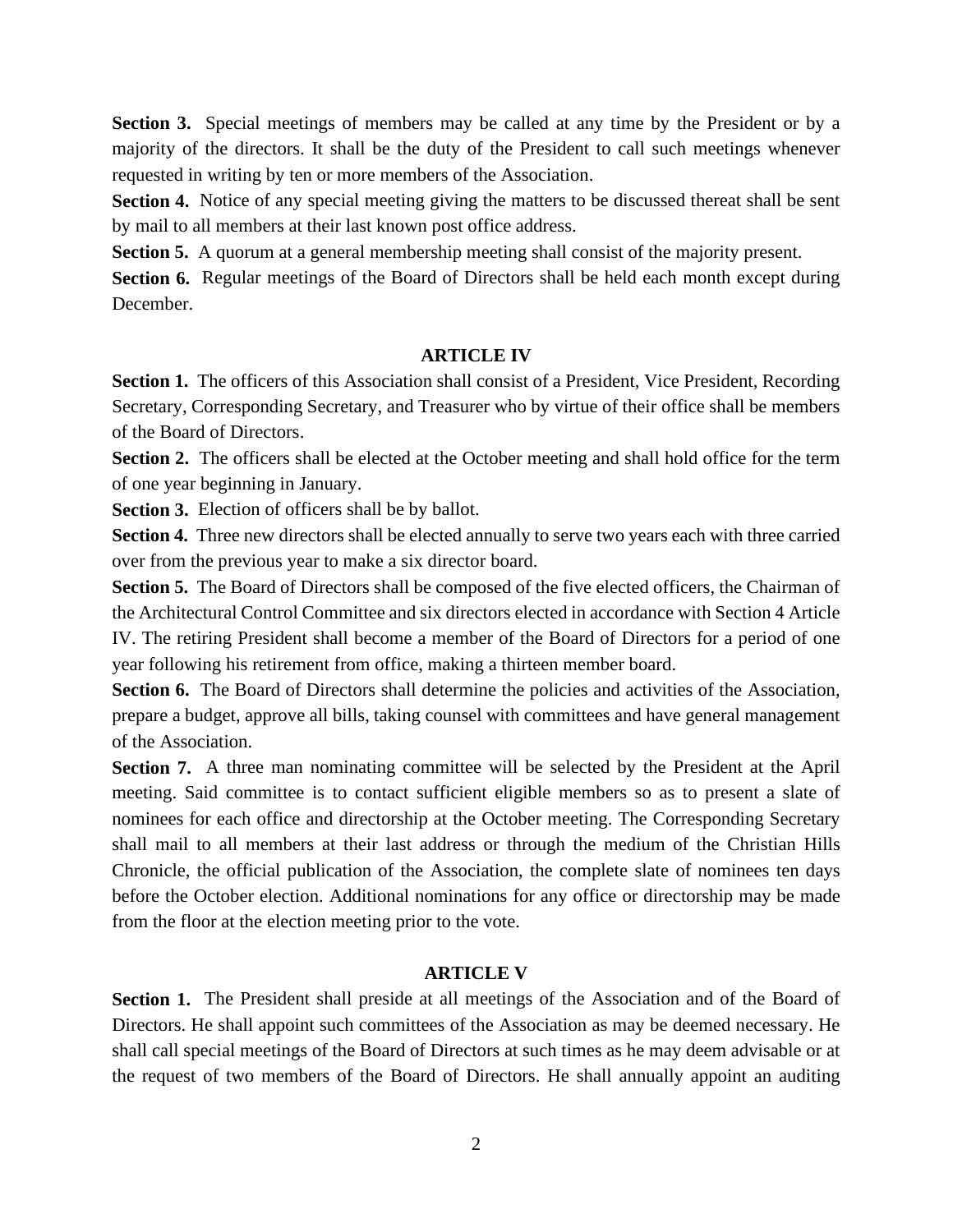**Section 3.** Special meetings of members may be called at any time by the President or by a majority of the directors. It shall be the duty of the President to call such meetings whenever requested in writing by ten or more members of the Association.

**Section 4.** Notice of any special meeting giving the matters to be discussed thereat shall be sent by mail to all members at their last known post office address.

**Section 5.** A quorum at a general membership meeting shall consist of the majority present.

**Section 6.** Regular meetings of the Board of Directors shall be held each month except during December.

## ARTICLE IV

**Section 1.** The officers of this Association shall consist of a President, Vice President, Recording Secretary, Corresponding Secretary, and Treasurer who by virtue of their office shall be members of the Board of Directors.

**Section 2.** The officers shall be elected at the October meeting and shall hold office for the term of one year beginning in January.

**Section 3.** Election of officers shall be by ballot.

**Section 4.** Three new directors shall be elected annually to serve two years each with three carried over from the previous year to make a six director board.

**Section 5.** The Board of Directors shall be composed of the five elected officers, the Chairman of the Architectural Control Committee and six directors elected in accordance with Section 4 Article IV. The retiring President shall become a member of the Board of Directors for a period of one year following his retirement from office, making a thirteen member board.

**Section 6.** The Board of Directors shall determine the policies and activities of the Association, prepare a budget, approve all bills, taking counsel with committees and have general management of the Association.

**Section 7.** A three man nominating committee will be selected by the President at the April meeting. Said committee is to contact sufficient eligible members so as to present a slate of nominees for each office and directorship at the October meeting. The Corresponding Secretary shall mail to all members at their last address or through the medium of the Christian Hills Chronicle, the official publication of the Association, the complete slate of nominees ten days before the October election. Additional nominations for any office or directorship may be made from the floor at the election meeting prior to the vote.

## ARTICLE V

**Section 1.** The President shall preside at all meetings of the Association and of the Board of Directors. He shall appoint such committees of the Association as may be deemed necessary. He shall call special meetings of the Board of Directors at such times as he may deem advisable or at the request of two members of the Board of Directors. He shall annually appoint an auditing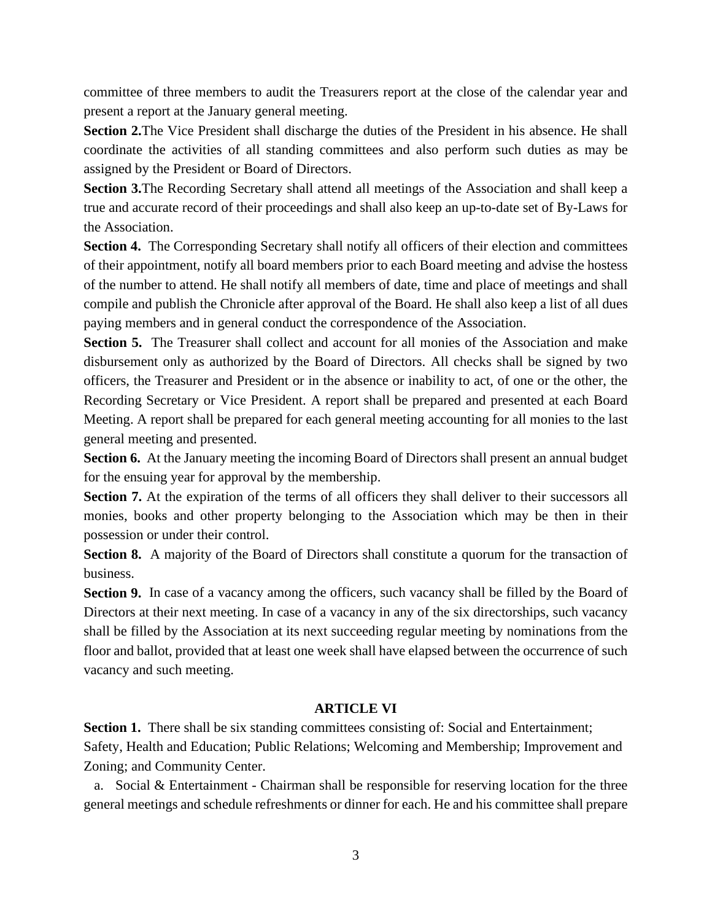committee of three members to audit the Treasurers report at the close of the calendar year and present a report at the January general meeting.

**Section 2.** The Vice President shall discharge the duties of the President in his absence. He shall coordinate the activities of all standing committees and also perform such duties as may be assigned by the President or Board of Directors.

**Section 3.** The Recording Secretary shall attend all meetings of the Association and shall keep a true and accurate record of their proceedings and shall also keep an up-to-date set of By-Laws for the Association.

**Section 4.** The Corresponding Secretary shall notify all officers of their election and committees of their appointment, notify all board members prior to each Board meeting and advise the hostess of the number to attend. He shall notify all members of date, time and place of meetings and shall compile and publish the Chronicle after approval of the Board. He shall also keep a list of all dues paying members and in general conduct the correspondence of the Association.

**Section 5.** The Treasurer shall collect and account for all monies of the Association and make disbursement only as authorized by the Board of Directors. All checks shall be signed by two officers, the Treasurer and President or in the absence or inability to act, of one or the other, the Recording Secretary or Vice President. A report shall be prepared and presented at each Board Meeting. A report shall be prepared for each general meeting accounting for all monies to the last general meeting and presented.

**Section 6.** At the January meeting the incoming Board of Directors shall present an annual budget for the ensuing year for approval by the membership.

**Section 7.** At the expiration of the terms of all officers they shall deliver to their successors all monies, books and other property belonging to the Association which may be then in their possession or under their control.

**Section 8.** A majority of the Board of Directors shall constitute a quorum for the transaction of business.

**Section 9.** In case of a vacancy among the officers, such vacancy shall be filled by the Board of Directors at their next meeting. In case of a vacancy in any of the six directorships, such vacancy shall be filled by the Association at its next succeeding regular meeting by nominations from the floor and ballot, provided that at least one week shall have elapsed between the occurrence of such vacancy and such meeting.

## ARTICLE VI

**Section 1.** There shall be six standing committees consisting of: Social and Entertainment; Safety, Health and Education; Public Relations; Welcoming and Membership; Improvement and Zoning; and Community Center.

a. Social & Entertainment - Chairman shall be responsible for reserving location for the three general meetings and schedule refreshments or dinner for each. He and his committee shall prepare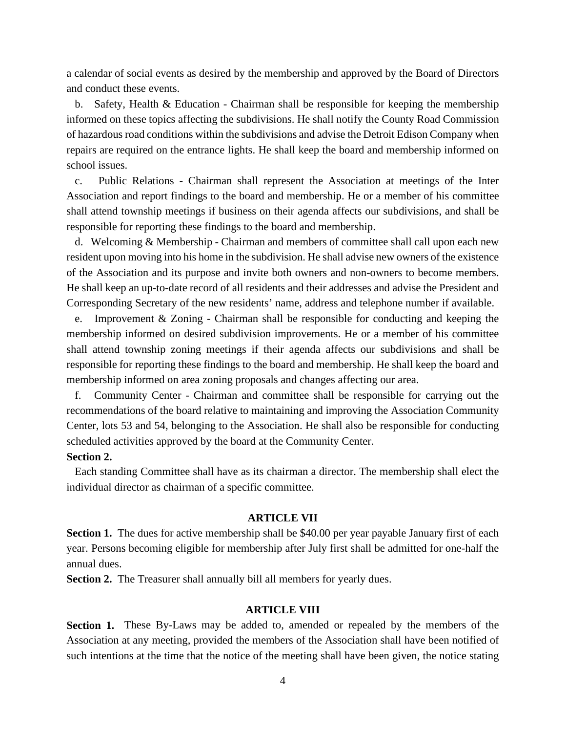a calendar of social events as desired by the membership and approved by the Board of Directors and conduct these events.

b. Safety, Health & Education - Chairman shall be responsible for keeping the membership informed on these topics affecting the subdivisions. He shall notify the County Road Commission of hazardous road conditions within the subdivisions and advise the Detroit Edison Company when repairs are required on the entrance lights. He shall keep the board and membership informed on school issues.

c. Public Relations - Chairman shall represent the Association at meetings of the Inter Association and report findings to the board and membership. He or a member of his committee shall attend township meetings if business on their agenda affects our subdivisions, and shall be responsible for reporting these findings to the board and membership.

d. Welcoming & Membership - Chairman and members of committee shall call upon each new resident upon moving into his home in the subdivision. He shall advise new owners of the existence of the Association and its purpose and invite both owners and non-owners to become members. He shall keep an up-to-date record of all residents and their addresses and advise the President and Corresponding Secretary of the new residents' name, address and telephone number if available.

e. Improvement & Zoning - Chairman shall be responsible for conducting and keeping the membership informed on desired subdivision improvements. He or a member of his committee shall attend township zoning meetings if their agenda affects our subdivisions and shall be responsible for reporting these findings to the board and membership. He shall keep the board and membership informed on area zoning proposals and changes affecting our area.

f. Community Center - Chairman and committee shall be responsible for carrying out the recommendations of the board relative to maintaining and improving the Association Community Center, lots 53 and 54, belonging to the Association. He shall also be responsible for conducting scheduled activities approved by the board at the Community Center.

**Section 2.**

Each standing Committee shall have as its chairman a director. The membership shall elect the individual director as chairman of a specific committee.

## ARTICLE VII

**Section 1.** The dues for active membership shall be $40.00 per year payable January first of each year. Persons becoming eligible for membership after July first shall be admitted for one-half the annual dues.

**Section 2.** The Treasurer shall annually bill all members for yearly dues.

## ARTICLE VIII

**Section 1.** These By-Laws may be added to, amended or repealed by the members of the Association at any meeting, provided the members of the Association shall have been notified of such intentions at the time that the notice of the meeting shall have been given, the notice stating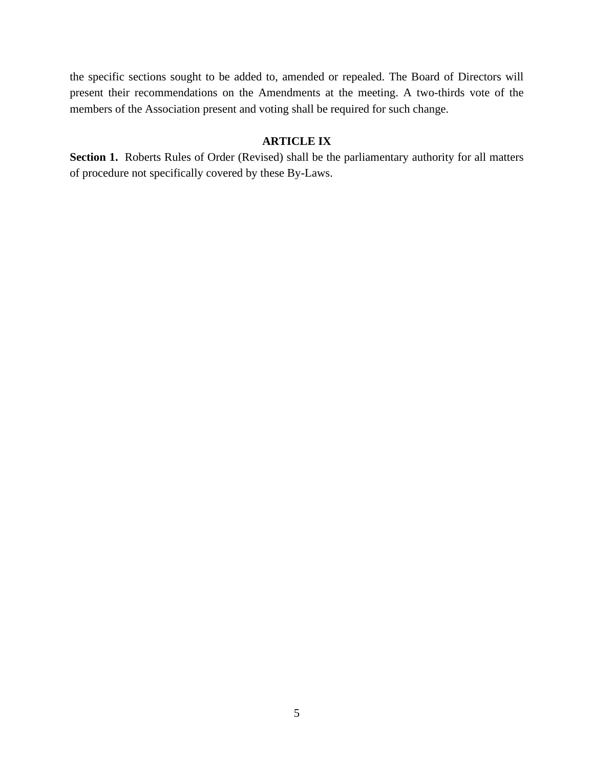the specific sections sought to be added to, amended or repealed. The Board of Directors will present their recommendations on the Amendments at the meeting. A two-thirds vote of the members of the Association present and voting shall be required for such change.

## ARTICLE IX

**Section 1.** Roberts Rules of Order (Revised) shall be the parliamentary authority for all matters of procedure not specifically covered by these By-Laws.